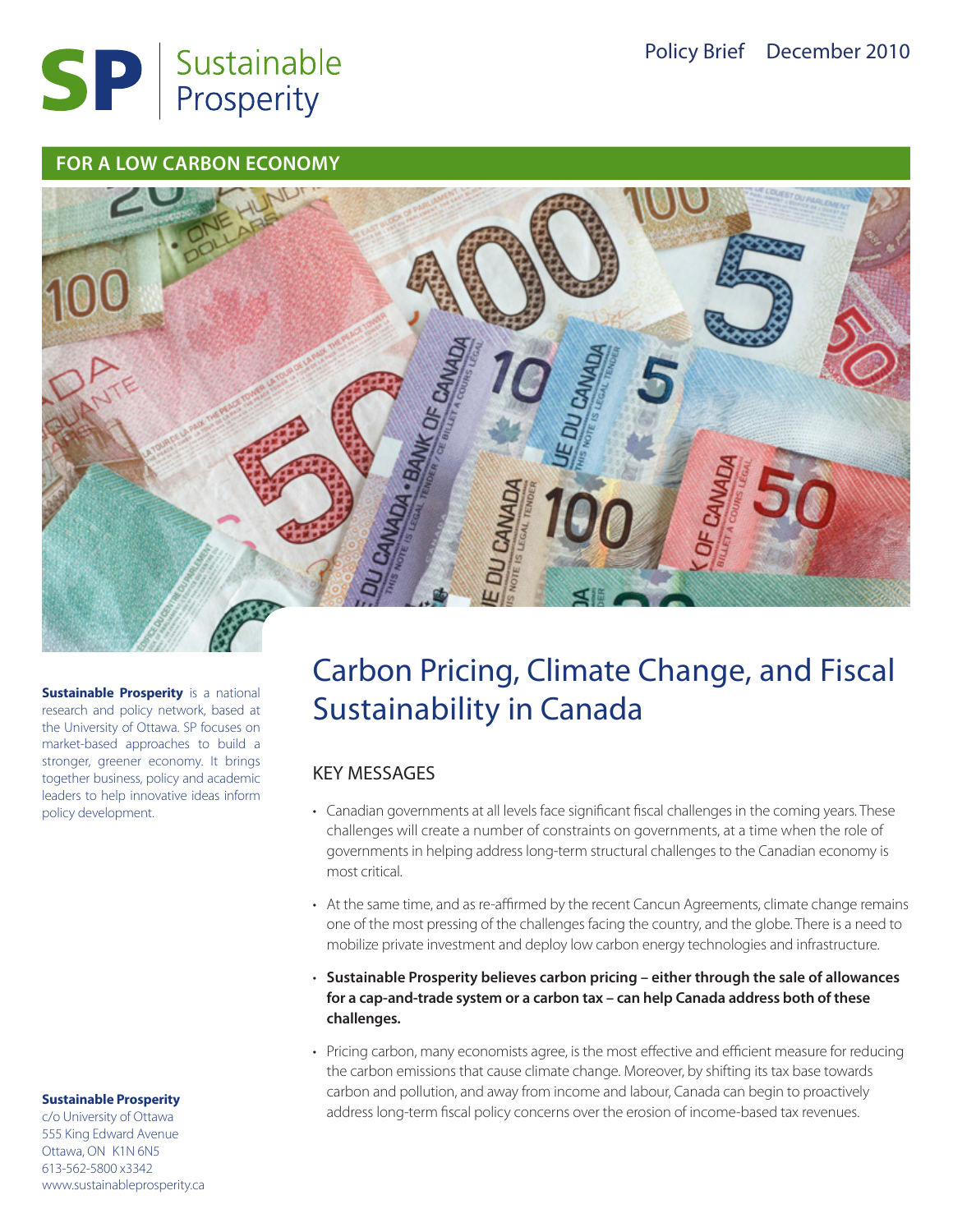SP Sustainable Prosperity

Policy Brief December 2010

FOR A LOW CARBON ECONOMY

**Sustainable Prosperity** is a national research and policy network, based at the University of Ottawa. SP focuses on market-based approaches to build a stronger, greener economy. It brings together business, policy and academic leaders to help innovative ideas inform policy development.

# Carbon Pricing, Climate Change, and Fiscal Sustainability in Canada

## KEY MESSAGES

- Canadian governments at all levels face significant fiscal challenges in the coming years. These challenges will create a number of constraints on governments, at a time when the role of governments in helping address long-term structural challenges to the Canadian economy is most critical.
- At the same time, and as re-affirmed by the recent Cancun Agreements, climate change remains one of the most pressing of the challenges facing the country, and the globe. There is a need to mobilize private investment and deploy low carbon energy technologies and infrastructure.
- **Sustainable Prosperity believes carbon pricing – either through the sale of allowances for a cap-and-trade system or a carbon tax – can help Canada address both of these challenges.**
- Pricing carbon, many economists agree, is the most effective and efficient measure for reducing the carbon emissions that cause climate change. Moreover, by shifting its tax base towards carbon and pollution, and away from income and labour, Canada can begin to proactively address long-term fiscal policy concerns over the erosion of income-based tax revenues.

**Sustainable Prosperity**
c/o University of Ottawa
555 King Edward Avenue
Ottawa, ON K1N 6N5
613-562-5800 x3342
www.sustainableprosperity.ca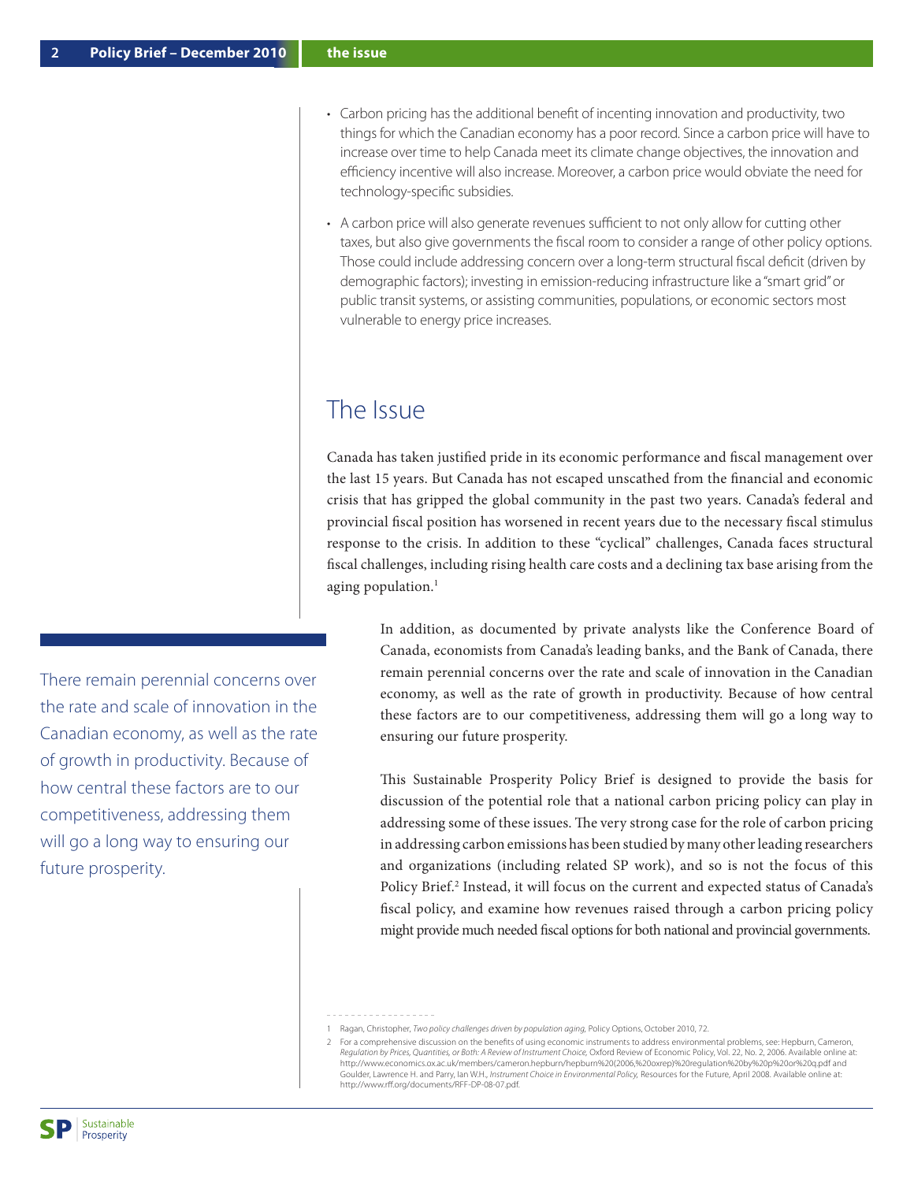- Carbon pricing has the additional benefit of incenting innovation and productivity, two things for which the Canadian economy has a poor record. Since a carbon price will have to increase over time to help Canada meet its climate change objectives, the innovation and efficiency incentive will also increase. Moreover, a carbon price would obviate the need for technology-specific subsidies.
- A carbon price will also generate revenues sufficient to not only allow for cutting other taxes, but also give governments the fiscal room to consider a range of other policy options. Those could include addressing concern over a long-term structural fiscal deficit (driven by demographic factors); investing in emission-reducing infrastructure like a "smart grid" or public transit systems, or assisting communities, populations, or economic sectors most vulnerable to energy price increases.

## The Issue

Canada has taken justified pride in its economic performance and fiscal management over the last 15 years. But Canada has not escaped unscathed from the financial and economic crisis that has gripped the global community in the past two years. Canada's federal and provincial fiscal position has worsened in recent years due to the necessary fiscal stimulus response to the crisis. In addition to these "cyclical" challenges, Canada faces structural fiscal challenges, including rising health care costs and a declining tax base arising from the aging population.[1]

In addition, as documented by private analysts like the Conference Board of Canada, economists from Canada's leading banks, and the Bank of Canada, there remain perennial concerns over the rate and scale of innovation in the Canadian economy, as well as the rate of growth in productivity. Because of how central these factors are to our competitiveness, addressing them will go a long way to ensuring our future prosperity.

> There remain perennial concerns over the rate and scale of innovation in the Canadian economy, as well as the rate of growth in productivity. Because of how central these factors are to our competitiveness, addressing them will go a long way to ensuring our future prosperity.

This Sustainable Prosperity Policy Brief is designed to provide the basis for discussion of the potential role that a national carbon pricing policy can play in addressing some of these issues. The very strong case for the role of carbon pricing in addressing carbon emissions has been studied by many other leading researchers and organizations (including related SP work), and so is not the focus of this Policy Brief.[2] Instead, it will focus on the current and expected status of Canada's fiscal policy, and examine how revenues raised through a carbon pricing policy might provide much needed fiscal options for both national and provincial governments.

---

1 Ragan, Christopher, *Two policy challenges driven by population aging,* Policy Options, October 2010, 72.

2 For a comprehensive discussion on the benefits of using economic instruments to address environmental problems, see: Hepburn, Cameron, *Regulation by Prices, Quantities, or Both: A Review of Instrument Choice,* Oxford Review of Economic Policy, Vol. 22, No. 2, 2006. Available online at: http://www.economics.ox.ac.uk/members/cameron.hepburn/hepburn%20(2006,%20oxrep)%20regulation%20by%20p%20or%20q.pdf and Goulder, Lawrence H. and Parry, Ian W.H., *Instrument Choice in Environmental Policy,* Resources for the Future, April 2008. Available online at: http://www.rff.org/documents/RFF-DP-08-07.pdf.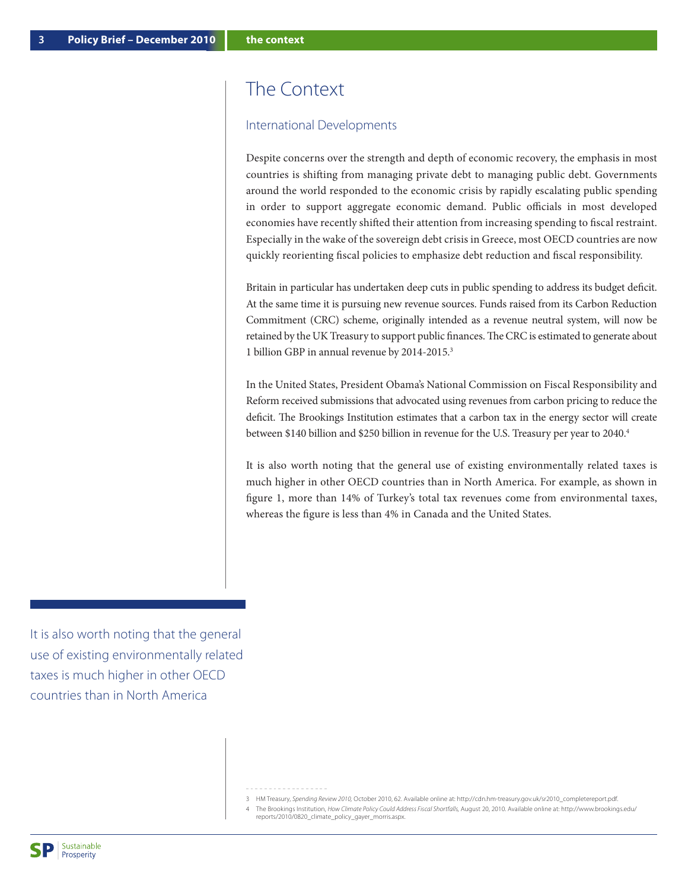# The Context

## International Developments

Despite concerns over the strength and depth of economic recovery, the emphasis in most countries is shifting from managing private debt to managing public debt. Governments around the world responded to the economic crisis by rapidly escalating public spending in order to support aggregate economic demand. Public officials in most developed economies have recently shifted their attention from increasing spending to fiscal restraint. Especially in the wake of the sovereign debt crisis in Greece, most OECD countries are now quickly reorienting fiscal policies to emphasize debt reduction and fiscal responsibility.

Britain in particular has undertaken deep cuts in public spending to address its budget deficit. At the same time it is pursuing new revenue sources. Funds raised from its Carbon Reduction Commitment (CRC) scheme, originally intended as a revenue neutral system, will now be retained by the UK Treasury to support public finances. The CRC is estimated to generate about 1 billion GBP in annual revenue by 2014-2015.[3]

In the United States, President Obama's National Commission on Fiscal Responsibility and Reform received submissions that advocated using revenues from carbon pricing to reduce the deficit. The Brookings Institution estimates that a carbon tax in the energy sector will create between $140 billion and $250 billion in revenue for the U.S. Treasury per year to 2040.[4]

It is also worth noting that the general use of existing environmentally related taxes is much higher in other OECD countries than in North America. For example, as shown in figure 1, more than 14% of Turkey's total tax revenues come from environmental taxes, whereas the figure is less than 4% in Canada and the United States.

> It is also worth noting that the general use of existing environmentally related taxes is much higher in other OECD countries than in North America

---

3 HM Treasury, *Spending Review 2010*, October 2010, 62. Available online at: http://cdn.hm-treasury.gov.uk/sr2010_completereport.pdf.

4 The Brookings Institution, *How Climate Policy Could Address Fiscal Shortfalls*, August 20, 2010. Available online at: http://www.brookings.edu/reports/2010/0820_climate_policy_gayer_morris.aspx.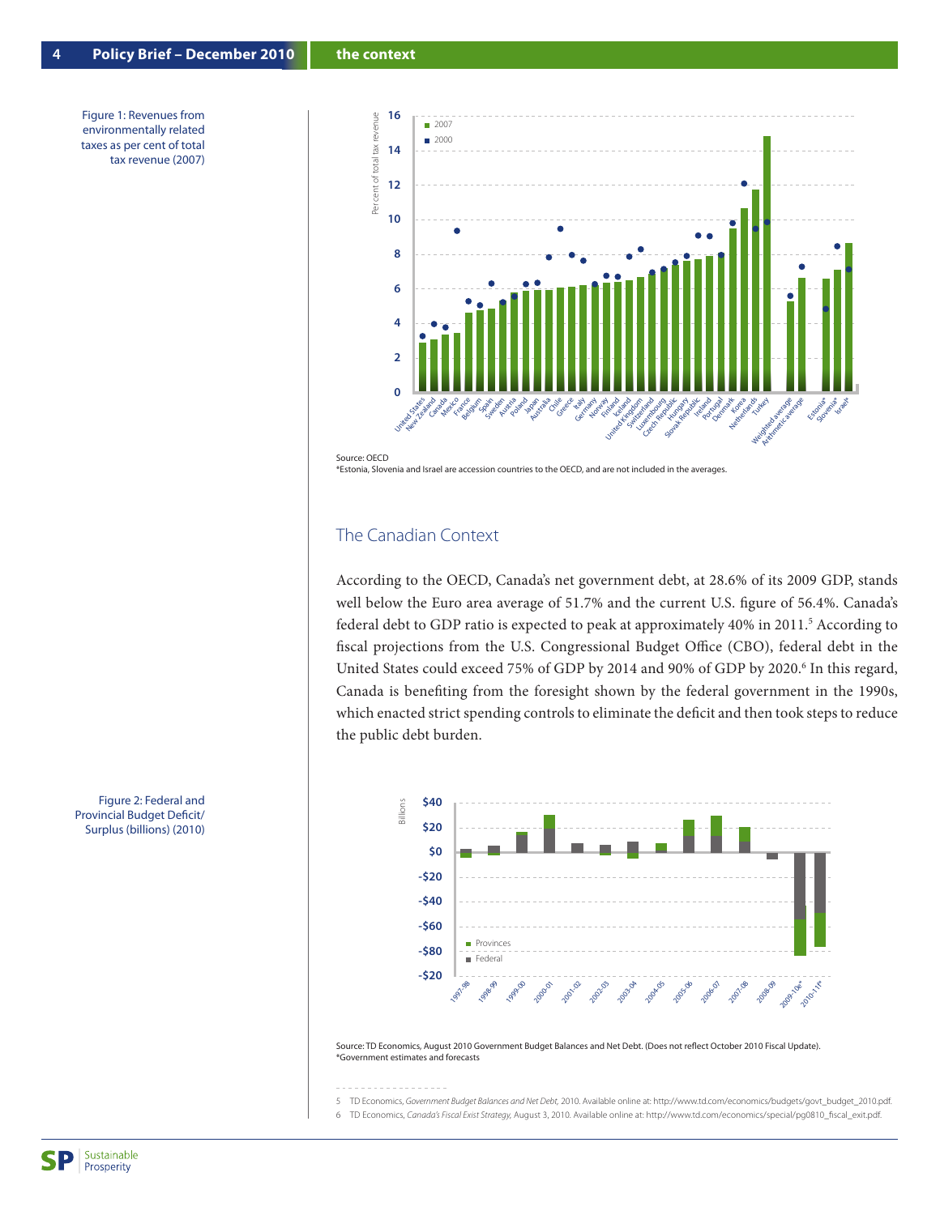Figure 1: Revenues from environmentally related taxes as per cent of total tax revenue (2007)

Source: OECD
*Estonia, Slovenia and Israel are accession countries to the OECD, and are not included in the averages.

## The Canadian Context

According to the OECD, Canada's net government debt, at 28.6% of its 2009 GDP, stands well below the Euro area average of 51.7% and the current U.S. figure of 56.4%. Canada's federal debt to GDP ratio is expected to peak at approximately 40% in 2011.[5] According to fiscal projections from the U.S. Congressional Budget Office (CBO), federal debt in the United States could exceed 75% of GDP by 2014 and 90% of GDP by 2020.[6] In this regard, Canada is benefiting from the foresight shown by the federal government in the 1990s, which enacted strict spending controls to eliminate the deficit and then took steps to reduce the public debt burden.

Figure 2: Federal and Provincial Budget Deficit/ Surplus (billions) (2010)

Source: TD Economics, August 2010 Government Budget Balances and Net Debt. (Does not reflect October 2010 Fiscal Update).
*Government estimates and forecasts

5 TD Economics, *Government Budget Balances and Net Debt,* 2010. Available online at: http://www.td.com/economics/budgets/govt_budget_2010.pdf.

6 TD Economics, *Canada's Fiscal Exist Strategy,* August 3, 2010. Available online at: http://www.td.com/economics/special/pg0810_fiscal_exit.pdf.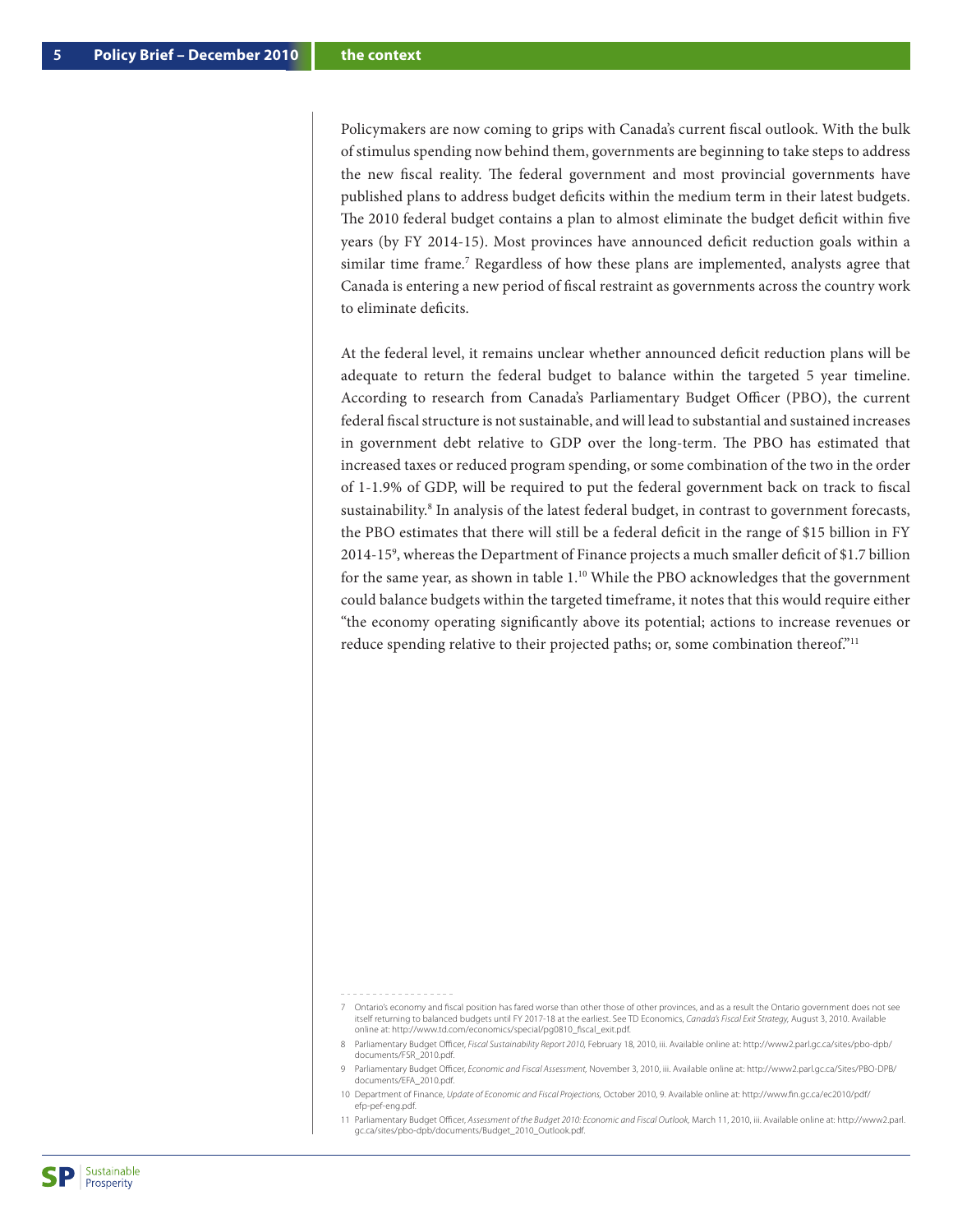Policymakers are now coming to grips with Canada's current fiscal outlook. With the bulk of stimulus spending now behind them, governments are beginning to take steps to address the new fiscal reality. The federal government and most provincial governments have published plans to address budget deficits within the medium term in their latest budgets. The 2010 federal budget contains a plan to almost eliminate the budget deficit within five years (by FY 2014-15). Most provinces have announced deficit reduction goals within a similar time frame.[7] Regardless of how these plans are implemented, analysts agree that Canada is entering a new period of fiscal restraint as governments across the country work to eliminate deficits.

At the federal level, it remains unclear whether announced deficit reduction plans will be adequate to return the federal budget to balance within the targeted 5 year timeline. According to research from Canada's Parliamentary Budget Officer (PBO), the current federal fiscal structure is not sustainable, and will lead to substantial and sustained increases in government debt relative to GDP over the long-term. The PBO has estimated that increased taxes or reduced program spending, or some combination of the two in the order of 1-1.9% of GDP, will be required to put the federal government back on track to fiscal sustainability.[8] In analysis of the latest federal budget, in contrast to government forecasts, the PBO estimates that there will still be a federal deficit in the range of $15 billion in FY 2014-15[9], whereas the Department of Finance projects a much smaller deficit of $1.7 billion for the same year, as shown in table 1.[10] While the PBO acknowledges that the government could balance budgets within the targeted timeframe, it notes that this would require either "the economy operating significantly above its potential; actions to increase revenues or reduce spending relative to their projected paths; or, some combination thereof."[11]

---

7 Ontario's economy and fiscal position has fared worse than other those of other provinces, and as a result the Ontario government does not see itself returning to balanced budgets until FY 2017-18 at the earliest. See TD Economics, *Canada's Fiscal Exit Strategy,* August 3, 2010. Available online at: http://www.td.com/economics/special/pg0810_fiscal_exit.pdf.

8 Parliamentary Budget Officer, *Fiscal Sustainability Report 2010,* February 18, 2010, iii. Available online at: http://www2.parl.gc.ca/sites/pbo-dpb/documents/FSR_2010.pdf.

9 Parliamentary Budget Officer, *Economic and Fiscal Assessment,* November 3, 2010, iii. Available online at: http://www2.parl.gc.ca/Sites/PBO-DPB/documents/EFA_2010.pdf.

10 Department of Finance, *Update of Economic and Fiscal Projections,* October 2010, 9. Available online at: http://www.fin.gc.ca/ec2010/pdf/efp-pef-eng.pdf.

11 Parliamentary Budget Officer, *Assessment of the Budget 2010: Economic and Fiscal Outlook,* March 11, 2010, iii. Available online at: http://www2.parl.gc.ca/sites/pbo-dpb/documents/Budget_2010_Outlook.pdf.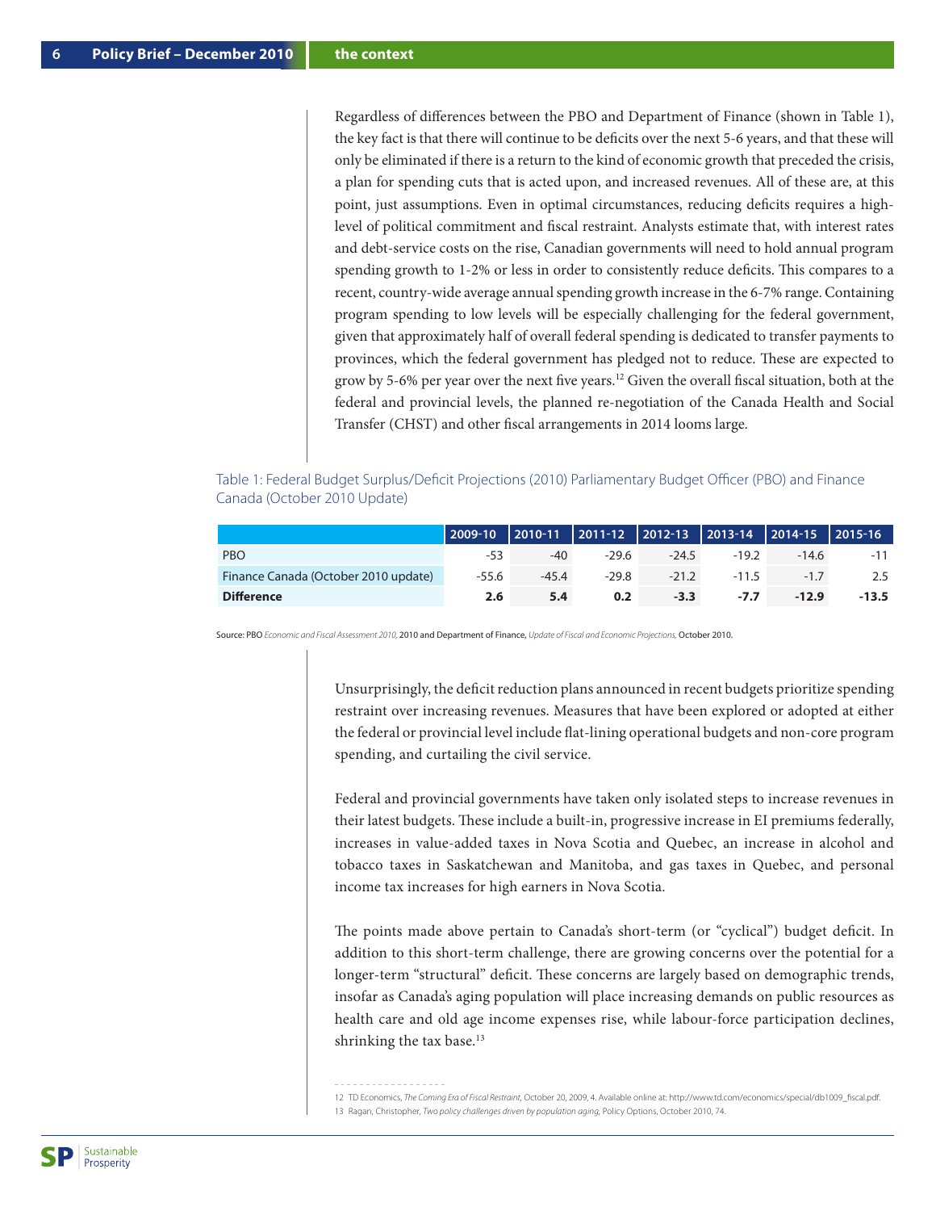Regardless of differences between the PBO and Department of Finance (shown in Table 1), the key fact is that there will continue to be deficits over the next 5-6 years, and that these will only be eliminated if there is a return to the kind of economic growth that preceded the crisis, a plan for spending cuts that is acted upon, and increased revenues. All of these are, at this point, just assumptions. Even in optimal circumstances, reducing deficits requires a high-level of political commitment and fiscal restraint. Analysts estimate that, with interest rates and debt-service costs on the rise, Canadian governments will need to hold annual program spending growth to 1-2% or less in order to consistently reduce deficits. This compares to a recent, country-wide average annual spending growth increase in the 6-7% range. Containing program spending to low levels will be especially challenging for the federal government, given that approximately half of overall federal spending is dedicated to transfer payments to provinces, which the federal government has pledged not to reduce. These are expected to grow by 5-6% per year over the next five years.[12] Given the overall fiscal situation, both at the federal and provincial levels, the planned re-negotiation of the Canada Health and Social Transfer (CHST) and other fiscal arrangements in 2014 looms large.

Table 1: Federal Budget Surplus/Deficit Projections (2010) Parliamentary Budget Officer (PBO) and Finance Canada (October 2010 Update)

| | 2009-10 | 2010-11 | 2011-12 | 2012-13 | 2013-14 | 2014-15 | 2015-16 |
|---|---|---|---|---|---|---|---|
| PBO | -53 | -40 | -29.6 | -24.5 | -19.2 | -14.6 | -11 |
| Finance Canada (October 2010 update) | -55.6 | -45.4 | -29.8 | -21.2 | -11.5 | -1.7 | 2.5 |
| **Difference** | **2.6** | **5.4** | **0.2** | **-3.3** | **-7.7** | **-12.9** | **-13.5** |

Source: PBO *Economic and Fiscal Assessment 2010*, 2010 and Department of Finance, *Update of Fiscal and Economic Projections*, October 2010.

Unsurprisingly, the deficit reduction plans announced in recent budgets prioritize spending restraint over increasing revenues. Measures that have been explored or adopted at either the federal or provincial level include flat-lining operational budgets and non-core program spending, and curtailing the civil service.

Federal and provincial governments have taken only isolated steps to increase revenues in their latest budgets. These include a built-in, progressive increase in EI premiums federally, increases in value-added taxes in Nova Scotia and Quebec, an increase in alcohol and tobacco taxes in Saskatchewan and Manitoba, and gas taxes in Quebec, and personal income tax increases for high earners in Nova Scotia.

The points made above pertain to Canada's short-term (or "cyclical") budget deficit. In addition to this short-term challenge, there are growing concerns over the potential for a longer-term "structural" deficit. These concerns are largely based on demographic trends, insofar as Canada's aging population will place increasing demands on public resources as health care and old age income expenses rise, while labour-force participation declines, shrinking the tax base.[13]

---

12 TD Economics, *The Coming Era of Fiscal Restraint*, October 20, 2009, 4. Available online at: http://www.td.com/economics/special/db1009_fiscal.pdf.

13 Ragan, Christopher, *Two policy challenges driven by population aging*, Policy Options, October 2010, 74.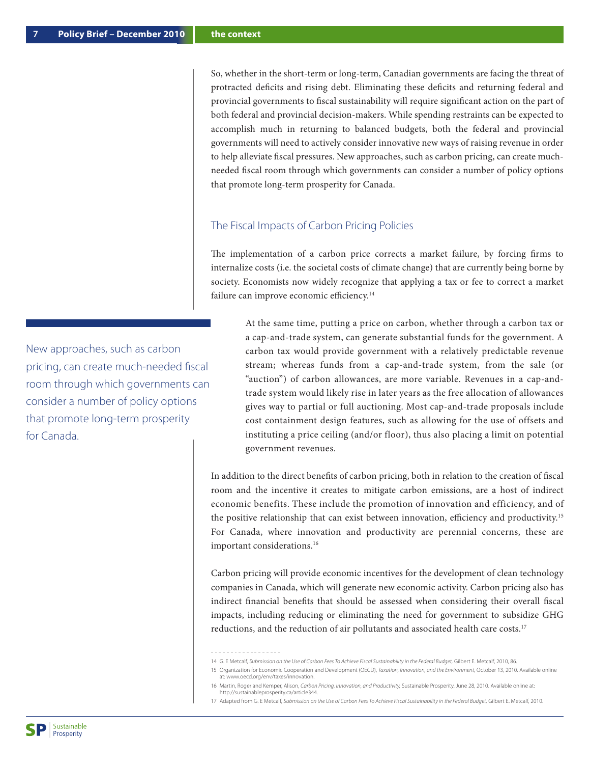So, whether in the short-term or long-term, Canadian governments are facing the threat of protracted deficits and rising debt. Eliminating these deficits and returning federal and provincial governments to fiscal sustainability will require significant action on the part of both federal and provincial decision-makers. While spending restraints can be expected to accomplish much in returning to balanced budgets, both the federal and provincial governments will need to actively consider innovative new ways of raising revenue in order to help alleviate fiscal pressures. New approaches, such as carbon pricing, can create much-needed fiscal room through which governments can consider a number of policy options that promote long-term prosperity for Canada.

## The Fiscal Impacts of Carbon Pricing Policies

The implementation of a carbon price corrects a market failure, by forcing firms to internalize costs (i.e. the societal costs of climate change) that are currently being borne by society. Economists now widely recognize that applying a tax or fee to correct a market failure can improve economic efficiency.[14]

> New approaches, such as carbon pricing, can create much-needed fiscal room through which governments can consider a number of policy options that promote long-term prosperity for Canada.

At the same time, putting a price on carbon, whether through a carbon tax or a cap-and-trade system, can generate substantial funds for the government. A carbon tax would provide government with a relatively predictable revenue stream; whereas funds from a cap-and-trade system, from the sale (or "auction") of carbon allowances, are more variable. Revenues in a cap-and-trade system would likely rise in later years as the free allocation of allowances gives way to partial or full auctioning. Most cap-and-trade proposals include cost containment design features, such as allowing for the use of offsets and instituting a price ceiling (and/or floor), thus also placing a limit on potential government revenues.

In addition to the direct benefits of carbon pricing, both in relation to the creation of fiscal room and the incentive it creates to mitigate carbon emissions, are a host of indirect economic benefits. These include the promotion of innovation and efficiency, and of the positive relationship that can exist between innovation, efficiency and productivity.[15] For Canada, where innovation and productivity are perennial concerns, these are important considerations.[16]

Carbon pricing will provide economic incentives for the development of clean technology companies in Canada, which will generate new economic activity. Carbon pricing also has indirect financial benefits that should be assessed when considering their overall fiscal impacts, including reducing or eliminating the need for government to subsidize GHG reductions, and the reduction of air pollutants and associated health care costs.[17]

---

14 G. E Metcalf, *Submission on the Use of Carbon Fees To Achieve Fiscal Sustainability in the Federal Budget*, Gilbert E. Metcalf, 2010, 86.

15 Organization for Economic Cooperation and Development (OECD), *Taxation, Innovation, and the Environment*, October 13, 2010. Available online at: www.oecd.org/env/taxes/innovation.

16 Martin, Roger and Kemper, Alison, *Carbon Pricing, Innovation, and Productivity*, Sustainable Prosperity, June 28, 2010. Available online at: http://sustainableprosperity.ca/article344.

17 Adapted from G. E Metcalf, *Submission on the Use of Carbon Fees To Achieve Fiscal Sustainability in the Federal Budget*, Gilbert E. Metcalf, 2010.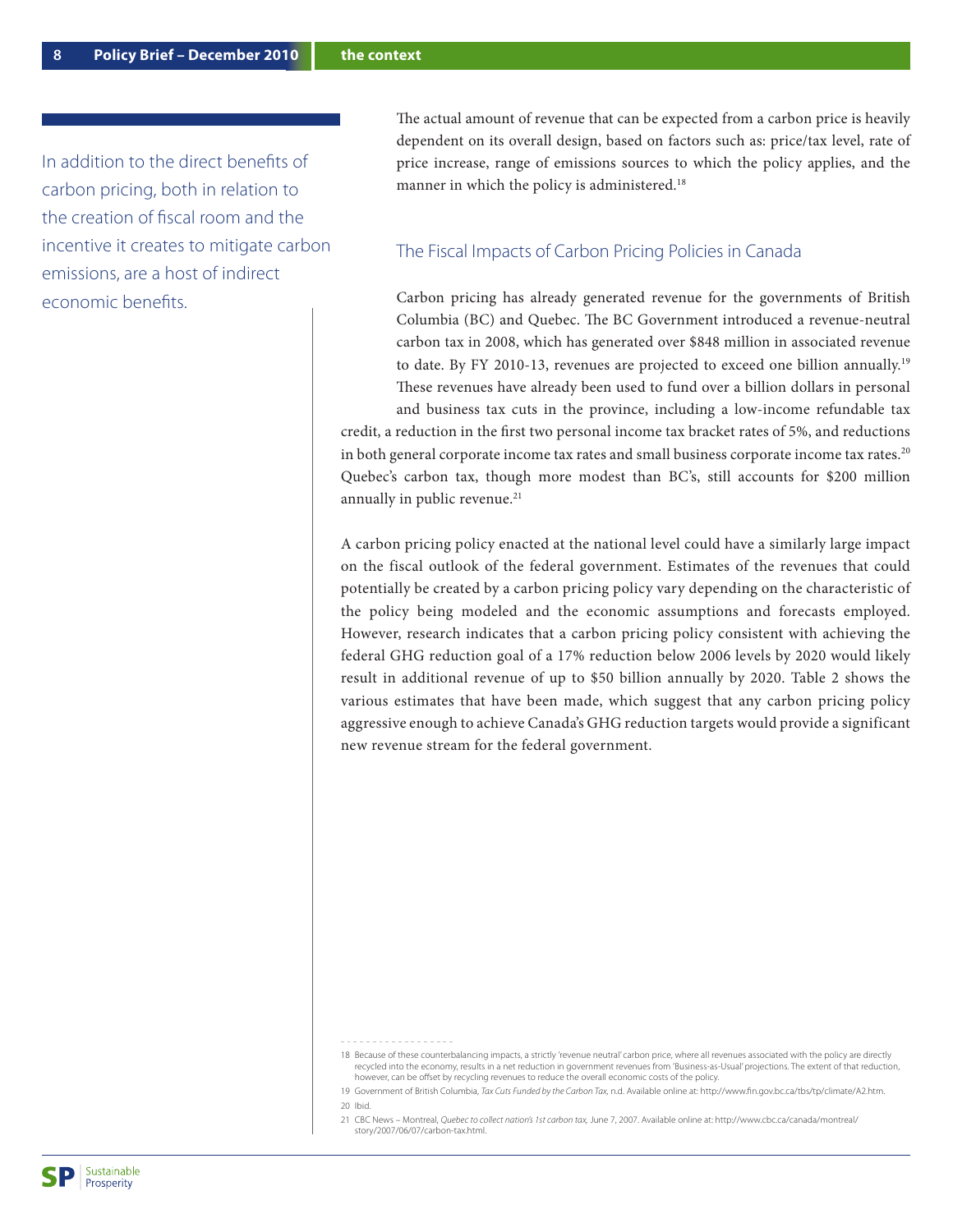In addition to the direct benefits of carbon pricing, both in relation to the creation of fiscal room and the incentive it creates to mitigate carbon emissions, are a host of indirect economic benefits.

The actual amount of revenue that can be expected from a carbon price is heavily dependent on its overall design, based on factors such as: price/tax level, rate of price increase, range of emissions sources to which the policy applies, and the manner in which the policy is administered.[18]

## The Fiscal Impacts of Carbon Pricing Policies in Canada

Carbon pricing has already generated revenue for the governments of British Columbia (BC) and Quebec. The BC Government introduced a revenue-neutral carbon tax in 2008, which has generated over $848 million in associated revenue to date. By FY 2010-13, revenues are projected to exceed one billion annually.[19] These revenues have already been used to fund over a billion dollars in personal and business tax cuts in the province, including a low-income refundable tax credit, a reduction in the first two personal income tax bracket rates of 5%, and reductions in both general corporate income tax rates and small business corporate income tax rates.[20] Quebec's carbon tax, though more modest than BC's, still accounts for $200 million annually in public revenue.[21]

A carbon pricing policy enacted at the national level could have a similarly large impact on the fiscal outlook of the federal government. Estimates of the revenues that could potentially be created by a carbon pricing policy vary depending on the characteristic of the policy being modeled and the economic assumptions and forecasts employed. However, research indicates that a carbon pricing policy consistent with achieving the federal GHG reduction goal of a 17% reduction below 2006 levels by 2020 would likely result in additional revenue of up to $50 billion annually by 2020. Table 2 shows the various estimates that have been made, which suggest that any carbon pricing policy aggressive enough to achieve Canada's GHG reduction targets would provide a significant new revenue stream for the federal government.

---

18 Because of these counterbalancing impacts, a strictly 'revenue neutral' carbon price, where all revenues associated with the policy are directly recycled into the economy, results in a net reduction in government revenues from 'Business-as-Usual' projections. The extent of that reduction, however, can be offset by recycling revenues to reduce the overall economic costs of the policy.

19 Government of British Columbia, *Tax Cuts Funded by the Carbon Tax*, n.d. Available online at: http://www.fin.gov.bc.ca/tbs/tp/climate/A2.htm.

20 Ibid.

21 CBC News – Montreal, *Quebec to collect nation's 1st carbon tax*, June 7, 2007. Available online at: http://www.cbc.ca/canada/montreal/story/2007/06/07/carbon-tax.html.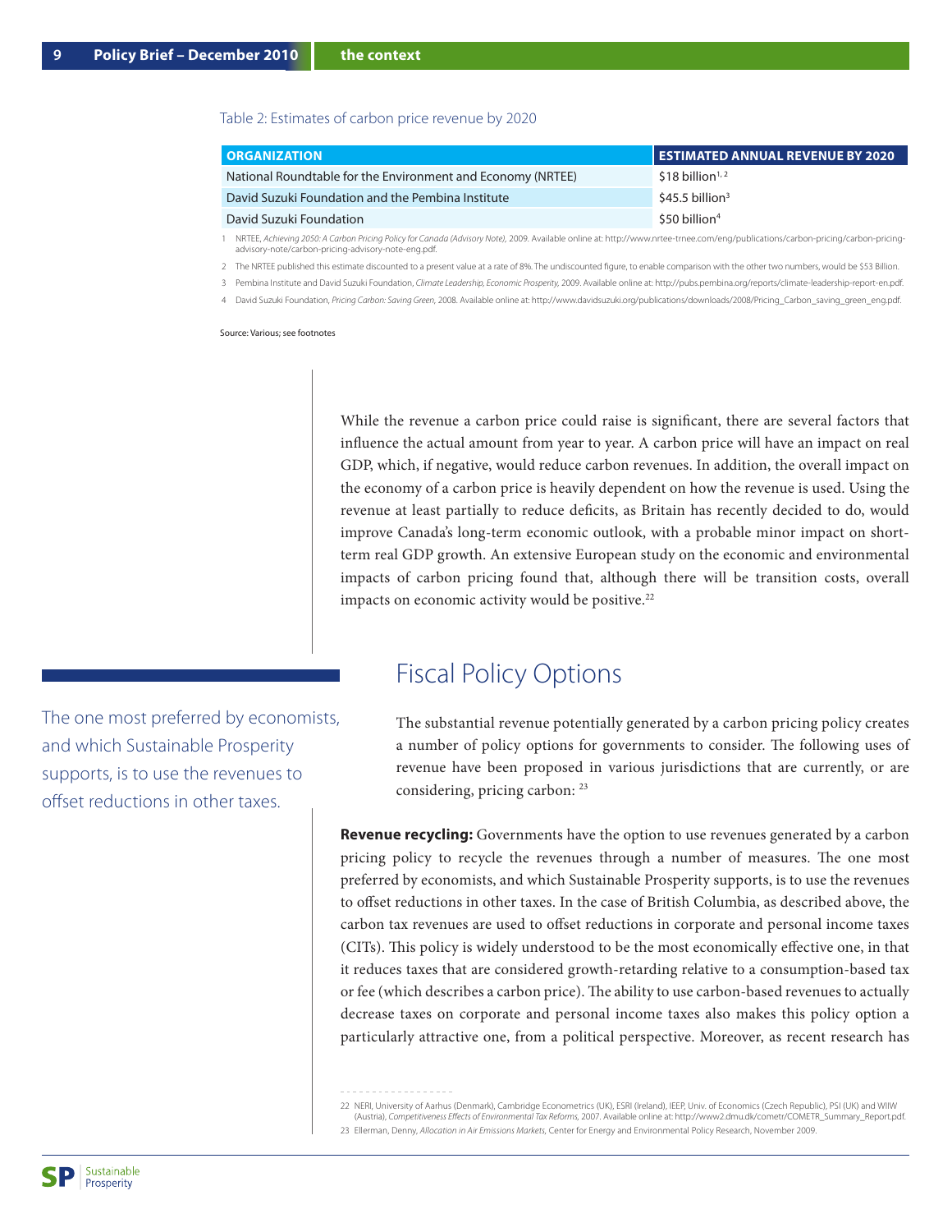Table 2: Estimates of carbon price revenue by 2020

| ORGANIZATION | ESTIMATED ANNUAL REVENUE BY 2020 |
|---|---|
| National Roundtable for the Environment and Economy (NRTEE) | $18 billion[1, 2] |
| David Suzuki Foundation and the Pembina Institute | $45.5 billion[3] |
| David Suzuki Foundation | $50 billion[4] |

1 NRTEE, *Achieving 2050: A Carbon Pricing Policy for Canada (Advisory Note)*, 2009. Available online at: http://www.nrtee-trnee.com/eng/publications/carbon-pricing/carbon-pricing-advisory-note/carbon-pricing-advisory-note-eng.pdf.

2 The NRTEE published this estimate discounted to a present value at a rate of 8%. The undiscounted figure, to enable comparison with the other two numbers, would be $53 Billion.

3 Pembina Institute and David Suzuki Foundation, *Climate Leadership, Economic Prosperity*, 2009. Available online at: http://pubs.pembina.org/reports/climate-leadership-report-en.pdf.

4 David Suzuki Foundation, *Pricing Carbon: Saving Green*, 2008. Available online at: http://www.davidsuzuki.org/publications/downloads/2008/Pricing_Carbon_saving_green_eng.pdf.

Source: Various; see footnotes

While the revenue a carbon price could raise is significant, there are several factors that influence the actual amount from year to year. A carbon price will have an impact on real GDP, which, if negative, would reduce carbon revenues. In addition, the overall impact on the economy of a carbon price is heavily dependent on how the revenue is used. Using the revenue at least partially to reduce deficits, as Britain has recently decided to do, would improve Canada's long-term economic outlook, with a probable minor impact on short-term real GDP growth. An extensive European study on the economic and environmental impacts of carbon pricing found that, although there will be transition costs, overall impacts on economic activity would be positive.[22]

## Fiscal Policy Options

The substantial revenue potentially generated by a carbon pricing policy creates a number of policy options for governments to consider. The following uses of revenue have been proposed in various jurisdictions that are currently, or are considering, pricing carbon: [23]

The one most preferred by economists, and which Sustainable Prosperity supports, is to use the revenues to offset reductions in other taxes.

**Revenue recycling:** Governments have the option to use revenues generated by a carbon pricing policy to recycle the revenues through a number of measures. The one most preferred by economists, and which Sustainable Prosperity supports, is to use the revenues to offset reductions in other taxes. In the case of British Columbia, as described above, the carbon tax revenues are used to offset reductions in corporate and personal income taxes (CITs). This policy is widely understood to be the most economically effective one, in that it reduces taxes that are considered growth-retarding relative to a consumption-based tax or fee (which describes a carbon price). The ability to use carbon-based revenues to actually decrease taxes on corporate and personal income taxes also makes this policy option a particularly attractive one, from a political perspective. Moreover, as recent research has

22 NERI, University of Aarhus (Denmark), Cambridge Econometrics (UK), ESRI (Ireland), IEEP, Univ. of Economics (Czech Republic), PSI (UK) and WIIW (Austria), *Competitiveness Effects of Environmental Tax Reforms*, 2007. Available online at: http://www2.dmu.dk/cometr/COMETR_Summary_Report.pdf.

23 Ellerman, Denny, *Allocation in Air Emissions Markets*, Center for Energy and Environmental Policy Research, November 2009.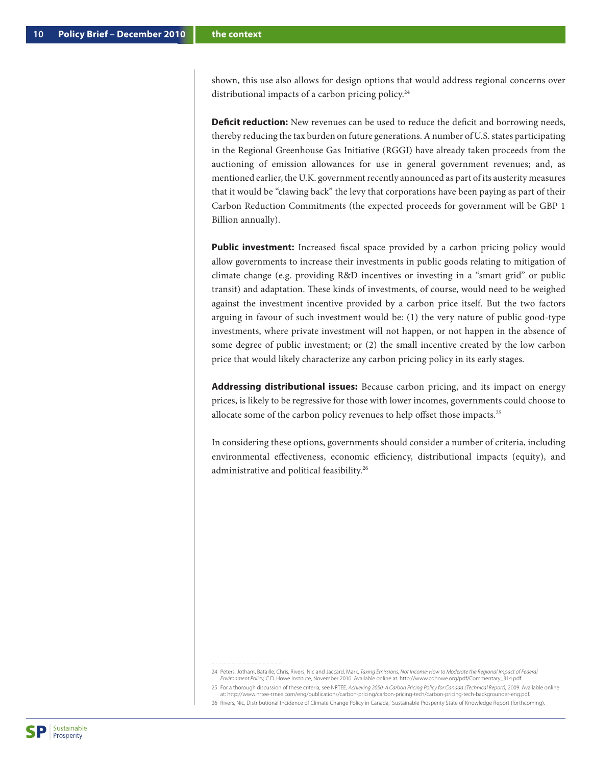shown, this use also allows for design options that would address regional concerns over distributional impacts of a carbon pricing policy.[24]

**Deficit reduction:** New revenues can be used to reduce the deficit and borrowing needs, thereby reducing the tax burden on future generations. A number of U.S. states participating in the Regional Greenhouse Gas Initiative (RGGI) have already taken proceeds from the auctioning of emission allowances for use in general government revenues; and, as mentioned earlier, the U.K. government recently announced as part of its austerity measures that it would be "clawing back" the levy that corporations have been paying as part of their Carbon Reduction Commitments (the expected proceeds for government will be GBP 1 Billion annually).

**Public investment:** Increased fiscal space provided by a carbon pricing policy would allow governments to increase their investments in public goods relating to mitigation of climate change (e.g. providing R&D incentives or investing in a "smart grid" or public transit) and adaptation. These kinds of investments, of course, would need to be weighed against the investment incentive provided by a carbon price itself. But the two factors arguing in favour of such investment would be: (1) the very nature of public good-type investments, where private investment will not happen, or not happen in the absence of some degree of public investment; or (2) the small incentive created by the low carbon price that would likely characterize any carbon pricing policy in its early stages.

**Addressing distributional issues:** Because carbon pricing, and its impact on energy prices, is likely to be regressive for those with lower incomes, governments could choose to allocate some of the carbon policy revenues to help offset those impacts.[25]

In considering these options, governments should consider a number of criteria, including environmental effectiveness, economic efficiency, distributional impacts (equity), and administrative and political feasibility.[26]

---

24 Peters, Jotham, Bataille, Chris, Rivers, Nic and Jaccard, Mark, *Taxing Emissions, Not Income: How to Moderate the Regional Impact of Federal Environment Policy*, C.D. Howe Institute, November 2010. Available online at: http://www.cdhowe.org/pdf/Commentary_314.pdf.

25 For a thorough discussion of these criteria, see NRTEE, *Achieving 2050: A Carbon Pricing Policy for Canada (Technical Report)*, 2009. Available online at: http://www.nrtee-trnee.com/eng/publications/carbon-pricing/carbon-pricing-tech/carbon-pricing-tech-backgrounder-eng.pdf.

26 Rivers, Nic, Distributional Incidence of Climate Change Policy in Canada, Sustainable Prosperity State of Knowledge Report (forthcoming).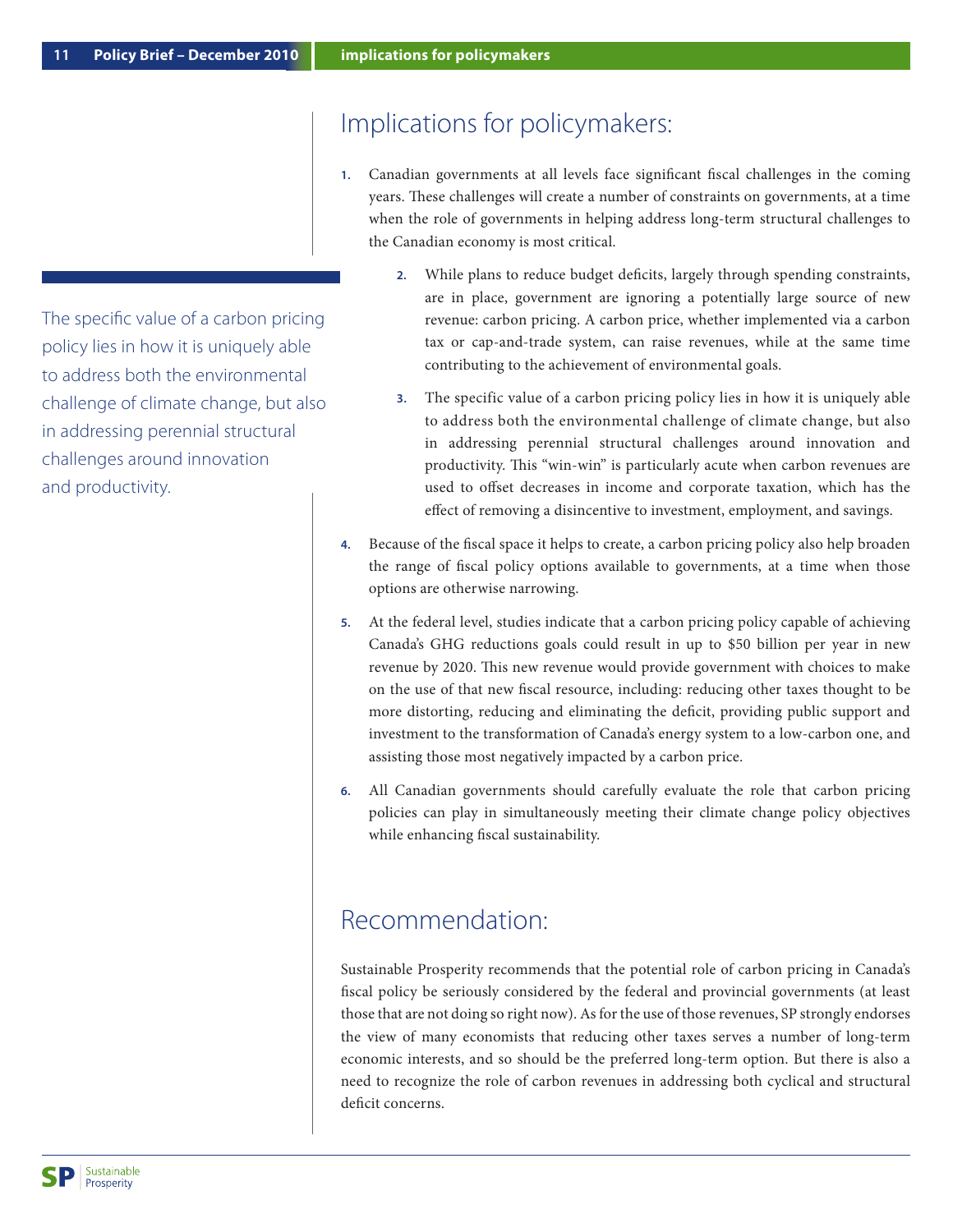## Implications for policymakers:

1. Canadian governments at all levels face significant fiscal challenges in the coming years. These challenges will create a number of constraints on governments, at a time when the role of governments in helping address long-term structural challenges to the Canadian economy is most critical.

2. While plans to reduce budget deficits, largely through spending constraints, are in place, government are ignoring a potentially large source of new revenue: carbon pricing. A carbon price, whether implemented via a carbon tax or cap-and-trade system, can raise revenues, while at the same time contributing to the achievement of environmental goals.

3. The specific value of a carbon pricing policy lies in how it is uniquely able to address both the environmental challenge of climate change, but also in addressing perennial structural challenges around innovation and productivity. This "win-win" is particularly acute when carbon revenues are used to offset decreases in income and corporate taxation, which has the effect of removing a disincentive to investment, employment, and savings.

4. Because of the fiscal space it helps to create, a carbon pricing policy also help broaden the range of fiscal policy options available to governments, at a time when those options are otherwise narrowing.

5. At the federal level, studies indicate that a carbon pricing policy capable of achieving Canada's GHG reductions goals could result in up to $50 billion per year in new revenue by 2020. This new revenue would provide government with choices to make on the use of that new fiscal resource, including: reducing other taxes thought to be more distorting, reducing and eliminating the deficit, providing public support and investment to the transformation of Canada's energy system to a low-carbon one, and assisting those most negatively impacted by a carbon price.

6. All Canadian governments should carefully evaluate the role that carbon pricing policies can play in simultaneously meeting their climate change policy objectives while enhancing fiscal sustainability.

The specific value of a carbon pricing policy lies in how it is uniquely able to address both the environmental challenge of climate change, but also in addressing perennial structural challenges around innovation and productivity.

## Recommendation:

Sustainable Prosperity recommends that the potential role of carbon pricing in Canada's fiscal policy be seriously considered by the federal and provincial governments (at least those that are not doing so right now). As for the use of those revenues, SP strongly endorses the view of many economists that reducing other taxes serves a number of long-term economic interests, and so should be the preferred long-term option. But there is also a need to recognize the role of carbon revenues in addressing both cyclical and structural deficit concerns.